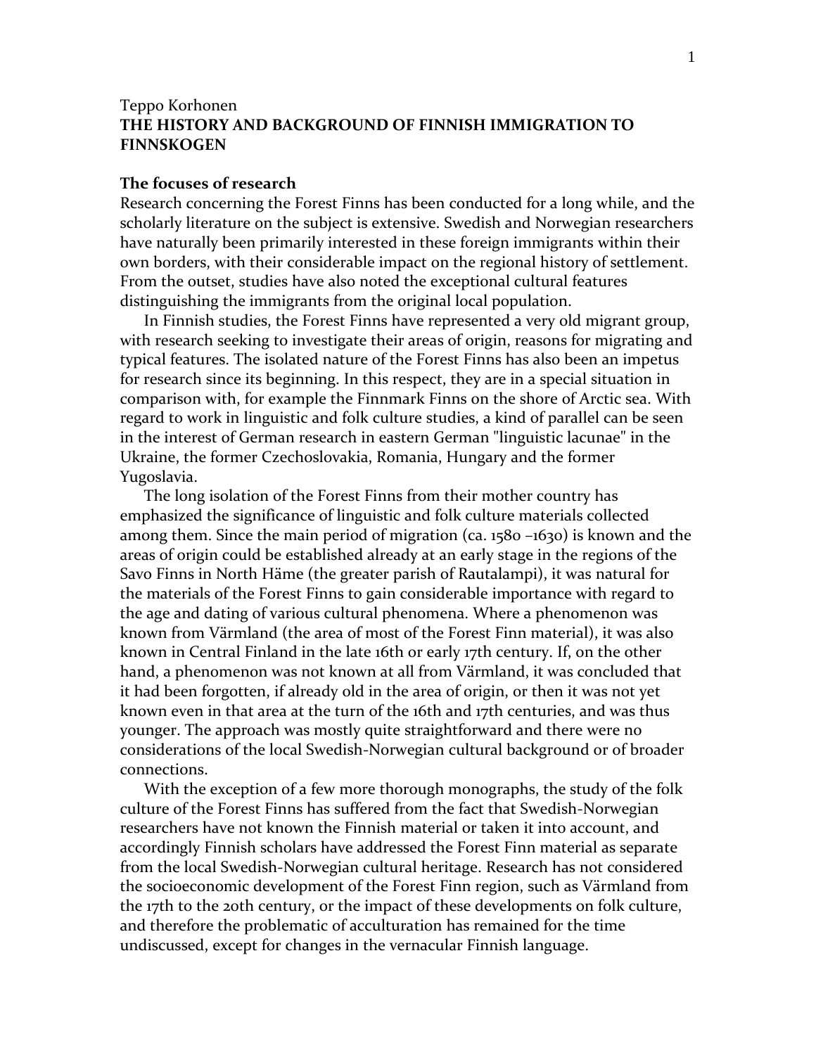Teppo Korhonen

# THE HISTORY AND BACKGROUND OF FINNISH IMMIGRATION TO FINNSKOGEN

## The focuses of research

Research concerning the Forest Finns has been conducted for a long while, and the scholarly literature on the subject is extensive. Swedish and Norwegian researchers have naturally been primarily interested in these foreign immigrants within their own borders, with their considerable impact on the regional history of settlement. From the outset, studies have also noted the exceptional cultural features distinguishing the immigrants from the original local population.

In Finnish studies, the Forest Finns have represented a very old migrant group, with research seeking to investigate their areas of origin, reasons for migrating and typical features. The isolated nature of the Forest Finns has also been an impetus for research since its beginning. In this respect, they are in a special situation in comparison with, for example the Finnmark Finns on the shore of Arctic sea. With regard to work in linguistic and folk culture studies, a kind of parallel can be seen in the interest of German research in eastern German "linguistic lacunae" in the Ukraine, the former Czechoslovakia, Romania, Hungary and the former Yugoslavia.

The long isolation of the Forest Finns from their mother country has emphasized the significance of linguistic and folk culture materials collected among them. Since the main period of migration (ca. 1580 –1630) is known and the areas of origin could be established already at an early stage in the regions of the Savo Finns in North Häme (the greater parish of Rautalampi), it was natural for the materials of the Forest Finns to gain considerable importance with regard to the age and dating of various cultural phenomena. Where a phenomenon was known from Värmland (the area of most of the Forest Finn material), it was also known in Central Finland in the late 16th or early 17th century. If, on the other hand, a phenomenon was not known at all from Värmland, it was concluded that it had been forgotten, if already old in the area of origin, or then it was not yet known even in that area at the turn of the 16th and 17th centuries, and was thus younger. The approach was mostly quite straightforward and there were no considerations of the local Swedish-Norwegian cultural background or of broader connections.

With the exception of a few more thorough monographs, the study of the folk culture of the Forest Finns has suffered from the fact that Swedish-Norwegian researchers have not known the Finnish material or taken it into account, and accordingly Finnish scholars have addressed the Forest Finn material as separate from the local Swedish-Norwegian cultural heritage. Research has not considered the socioeconomic development of the Forest Finn region, such as Värmland from the 17th to the 20th century, or the impact of these developments on folk culture, and therefore the problematic of acculturation has remained for the time undiscussed, except for changes in the vernacular Finnish language.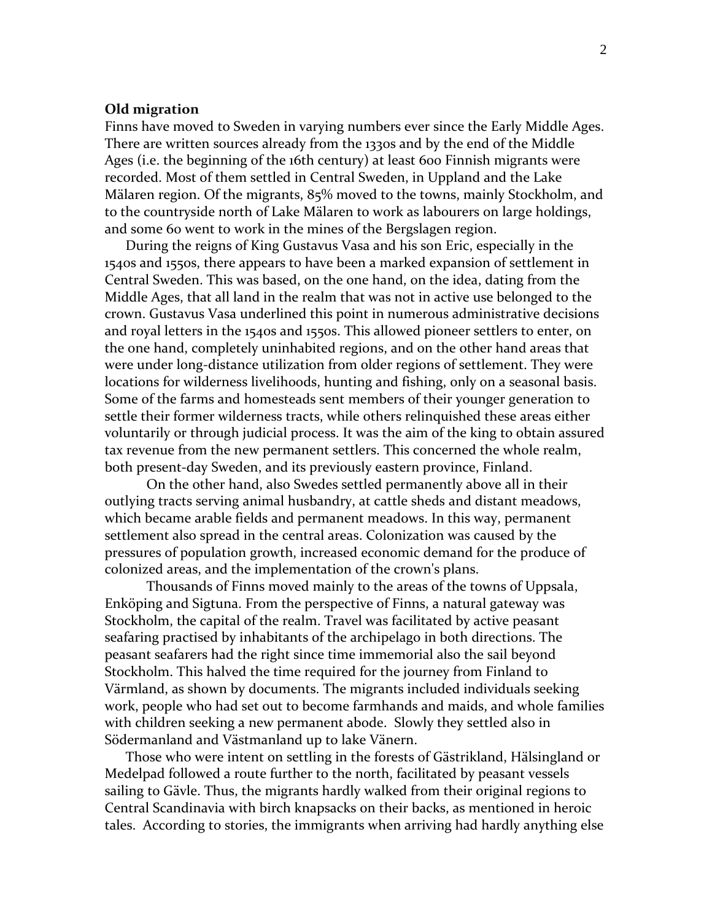**Old migration**

Finns have moved to Sweden in varying numbers ever since the Early Middle Ages. There are written sources already from the 1330s and by the end of the Middle Ages (i.e. the beginning of the 16th century) at least 600 Finnish migrants were recorded. Most of them settled in Central Sweden, in Uppland and the Lake Mälaren region. Of the migrants, 85% moved to the towns, mainly Stockholm, and to the countryside north of Lake Mälaren to work as labourers on large holdings, and some 60 went to work in the mines of the Bergslagen region.

During the reigns of King Gustavus Vasa and his son Eric, especially in the 1540s and 1550s, there appears to have been a marked expansion of settlement in Central Sweden. This was based, on the one hand, on the idea, dating from the Middle Ages, that all land in the realm that was not in active use belonged to the crown. Gustavus Vasa underlined this point in numerous administrative decisions and royal letters in the 1540s and 1550s. This allowed pioneer settlers to enter, on the one hand, completely uninhabited regions, and on the other hand areas that were under long-distance utilization from older regions of settlement. They were locations for wilderness livelihoods, hunting and fishing, only on a seasonal basis. Some of the farms and homesteads sent members of their younger generation to settle their former wilderness tracts, while others relinquished these areas either voluntarily or through judicial process. It was the aim of the king to obtain assured tax revenue from the new permanent settlers. This concerned the whole realm, both present-day Sweden, and its previously eastern province, Finland.

On the other hand, also Swedes settled permanently above all in their outlying tracts serving animal husbandry, at cattle sheds and distant meadows, which became arable fields and permanent meadows. In this way, permanent settlement also spread in the central areas. Colonization was caused by the pressures of population growth, increased economic demand for the produce of colonized areas, and the implementation of the crown's plans.

Thousands of Finns moved mainly to the areas of the towns of Uppsala, Enköping and Sigtuna. From the perspective of Finns, a natural gateway was Stockholm, the capital of the realm. Travel was facilitated by active peasant seafaring practised by inhabitants of the archipelago in both directions. The peasant seafarers had the right since time immemorial also the sail beyond Stockholm. This halved the time required for the journey from Finland to Värmland, as shown by documents. The migrants included individuals seeking work, people who had set out to become farmhands and maids, and whole families with children seeking a new permanent abode. Slowly they settled also in Södermanland and Västmanland up to lake Vänern.

Those who were intent on settling in the forests of Gästrikland, Hälsingland or Medelpad followed a route further to the north, facilitated by peasant vessels sailing to Gävle. Thus, the migrants hardly walked from their original regions to Central Scandinavia with birch knapsacks on their backs, as mentioned in heroic tales. According to stories, the immigrants when arriving had hardly anything else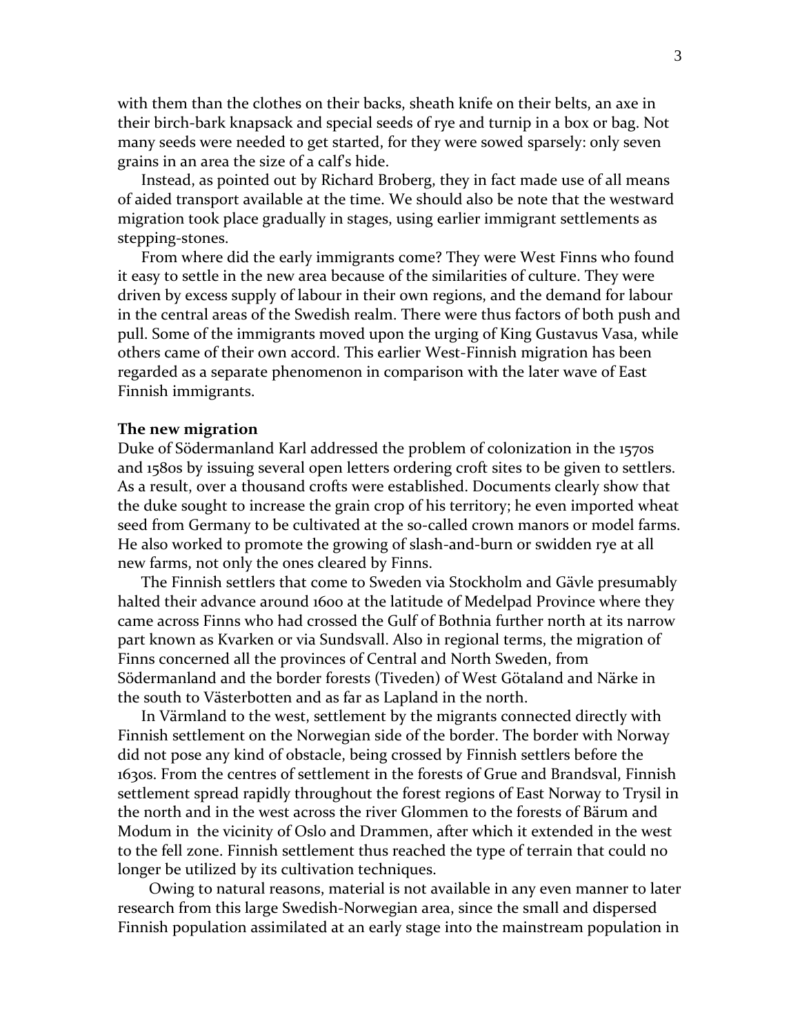with them than the clothes on their backs, sheath knife on their belts, an axe in their birch-bark knapsack and special seeds of rye and turnip in a box or bag. Not many seeds were needed to get started, for they were sowed sparsely: only seven grains in an area the size of a calf's hide.

Instead, as pointed out by Richard Broberg, they in fact made use of all means of aided transport available at the time. We should also be note that the westward migration took place gradually in stages, using earlier immigrant settlements as stepping-stones.

From where did the early immigrants come? They were West Finns who found it easy to settle in the new area because of the similarities of culture. They were driven by excess supply of labour in their own regions, and the demand for labour in the central areas of the Swedish realm. There were thus factors of both push and pull. Some of the immigrants moved upon the urging of King Gustavus Vasa, while others came of their own accord. This earlier West-Finnish migration has been regarded as a separate phenomenon in comparison with the later wave of East Finnish immigrants.

**The new migration**

Duke of Södermanland Karl addressed the problem of colonization in the 1570s and 1580s by issuing several open letters ordering croft sites to be given to settlers. As a result, over a thousand crofts were established. Documents clearly show that the duke sought to increase the grain crop of his territory; he even imported wheat seed from Germany to be cultivated at the so-called crown manors or model farms. He also worked to promote the growing of slash-and-burn or swidden rye at all new farms, not only the ones cleared by Finns.

The Finnish settlers that come to Sweden via Stockholm and Gävle presumably halted their advance around 1600 at the latitude of Medelpad Province where they came across Finns who had crossed the Gulf of Bothnia further north at its narrow part known as Kvarken or via Sundsvall. Also in regional terms, the migration of Finns concerned all the provinces of Central and North Sweden, from Södermanland and the border forests (Tiveden) of West Götaland and Närke in the south to Västerbotten and as far as Lapland in the north.

In Värmland to the west, settlement by the migrants connected directly with Finnish settlement on the Norwegian side of the border. The border with Norway did not pose any kind of obstacle, being crossed by Finnish settlers before the 1630s. From the centres of settlement in the forests of Grue and Brandsval, Finnish settlement spread rapidly throughout the forest regions of East Norway to Trysil in the north and in the west across the river Glommen to the forests of Bärum and Modum in the vicinity of Oslo and Drammen, after which it extended in the west to the fell zone. Finnish settlement thus reached the type of terrain that could no longer be utilized by its cultivation techniques.

Owing to natural reasons, material is not available in any even manner to later research from this large Swedish-Norwegian area, since the small and dispersed Finnish population assimilated at an early stage into the mainstream population in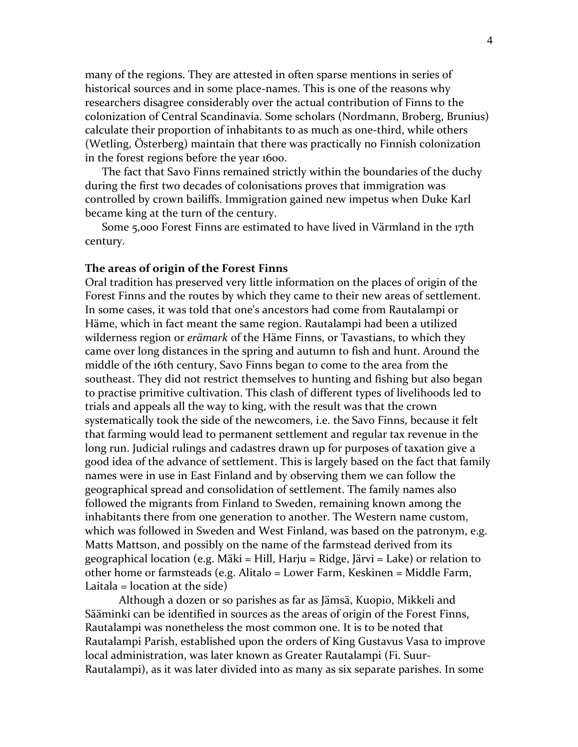many of the regions. They are attested in often sparse mentions in series of historical sources and in some place-names. This is one of the reasons why researchers disagree considerably over the actual contribution of Finns to the colonization of Central Scandinavia. Some scholars (Nordmann, Broberg, Brunius) calculate their proportion of inhabitants to as much as one-third, while others (Wetling, Österberg) maintain that there was practically no Finnish colonization in the forest regions before the year 1600.

The fact that Savo Finns remained strictly within the boundaries of the duchy during the first two decades of colonisations proves that immigration was controlled by crown bailiffs. Immigration gained new impetus when Duke Karl became king at the turn of the century.

Some 5,000 Forest Finns are estimated to have lived in Värmland in the 17th century.

**The areas of origin of the Forest Finns**

Oral tradition has preserved very little information on the places of origin of the Forest Finns and the routes by which they came to their new areas of settlement. In some cases, it was told that one's ancestors had come from Rautalampi or Häme, which in fact meant the same region. Rautalampi had been a utilized wilderness region or *erämark* of the Häme Finns, or Tavastians, to which they came over long distances in the spring and autumn to fish and hunt. Around the middle of the 16th century, Savo Finns began to come to the area from the southeast. They did not restrict themselves to hunting and fishing but also began to practise primitive cultivation. This clash of different types of livelihoods led to trials and appeals all the way to king, with the result was that the crown systematically took the side of the newcomers, i.e. the Savo Finns, because it felt that farming would lead to permanent settlement and regular tax revenue in the long run. Judicial rulings and cadastres drawn up for purposes of taxation give a good idea of the advance of settlement. This is largely based on the fact that family names were in use in East Finland and by observing them we can follow the geographical spread and consolidation of settlement. The family names also followed the migrants from Finland to Sweden, remaining known among the inhabitants there from one generation to another. The Western name custom, which was followed in Sweden and West Finland, was based on the patronym, e.g. Matts Mattson, and possibly on the name of the farmstead derived from its geographical location (e.g. Mäki = Hill, Harju = Ridge, Järvi = Lake) or relation to other home or farmsteads (e.g. Alitalo = Lower Farm, Keskinen = Middle Farm, Laitala = location at the side)

Although a dozen or so parishes as far as Jämsä, Kuopio, Mikkeli and Sääminki can be identified in sources as the areas of origin of the Forest Finns, Rautalampi was nonetheless the most common one. It is to be noted that Rautalampi Parish, established upon the orders of King Gustavus Vasa to improve local administration, was later known as Greater Rautalampi (Fi. Suur-Rautalampi), as it was later divided into as many six separate parishes. In some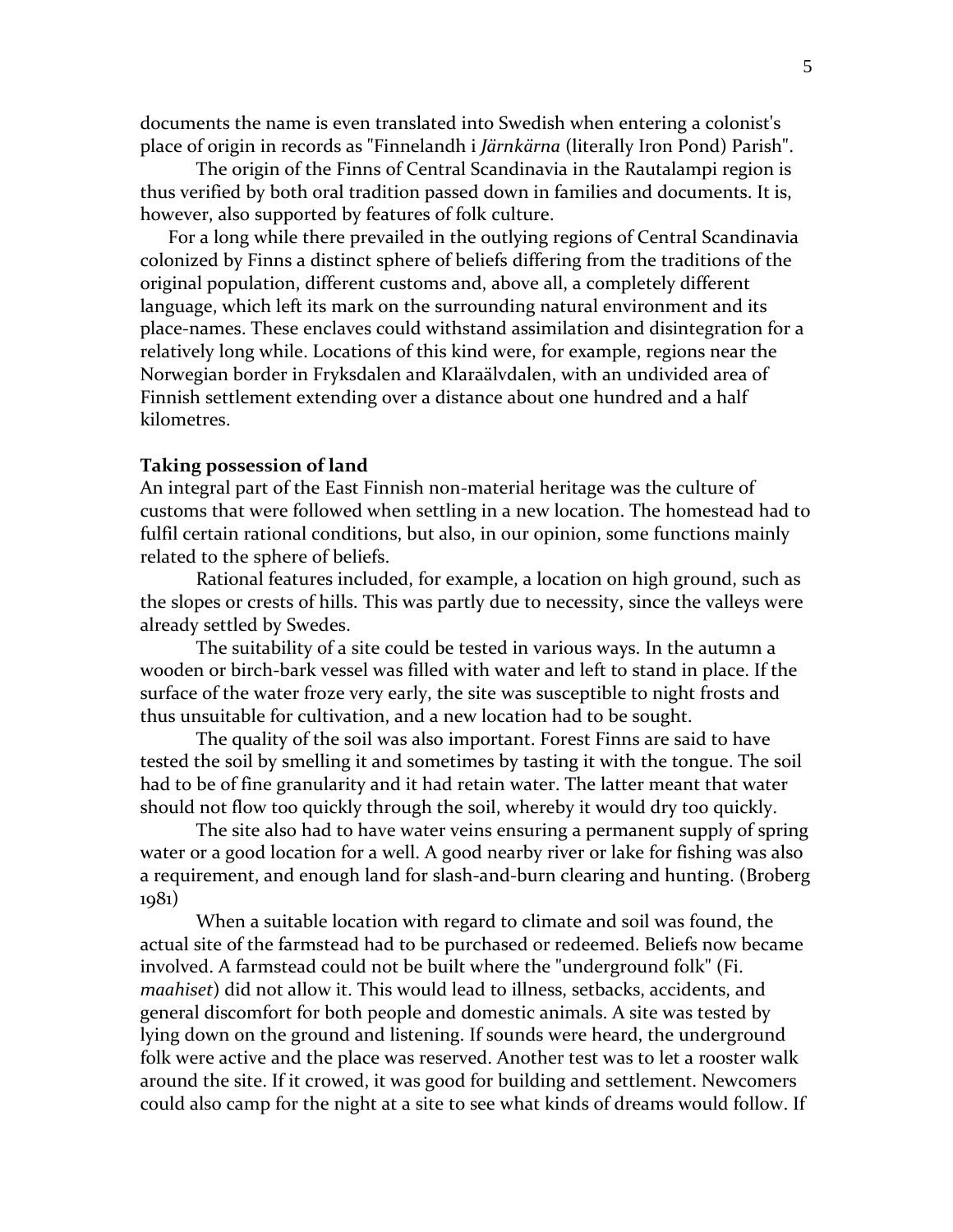documents the name is even translated into Swedish when entering a colonist's place of origin in records as "Finnelandh i *Järnkärna* (literally Iron Pond) Parish".

The origin of the Finns of Central Scandinavia in the Rautalampi region is thus verified by both oral tradition passed down in families and documents. It is, however, also supported by features of folk culture.

For a long while there prevailed in the outlying regions of Central Scandinavia colonized by Finns a distinct sphere of beliefs differing from the traditions of the original population, different customs and, above all, a completely different language, which left its mark on the surrounding natural environment and its place-names. These enclaves could withstand assimilation and disintegration for a relatively long while. Locations of this kind were, for example, regions near the Norwegian border in Fryksdalen and Klaraälvdalen, with an undivided area of Finnish settlement extending over a distance about one hundred and a half kilometres.

**Taking possession of land**

An integral part of the East Finnish non-material heritage was the culture of customs that were followed when settling in a new location. The homestead had to fulfil certain rational conditions, but also, in our opinion, some functions mainly related to the sphere of beliefs.

Rational features included, for example, a location on high ground, such as the slopes or crests of hills. This was partly due to necessity, since the valleys were already settled by Swedes.

The suitability of a site could be tested in various ways. In the autumn a wooden or birch-bark vessel was filled with water and left to stand in place. If the surface of the water froze very early, the site was susceptible to night frosts and thus unsuitable for cultivation, and a new location had to be sought.

The quality of the soil was also important. Forest Finns are said to have tested the soil by smelling it and sometimes by tasting it with the tongue. The soil had to be of fine granularity and it had retain water. The latter meant that water should not flow too quickly through the soil, whereby it would dry too quickly.

The site also had to have water veins ensuring a permanent supply of spring water or a good location for a well. A good nearby river or lake for fishing was also a requirement, and enough land for slash-and-burn clearing and hunting. (Broberg 1981)

When a suitable location with regard to climate and soil was found, the actual site of the farmstead had to be purchased or redeemed. Beliefs now became involved. A farmstead could not be built where the "underground folk" (Fi. *maahiset*) did not allow it. This would lead to illness, setbacks, accidents, and general discomfort for both people and domestic animals. A site was tested by lying down on the ground and listening. If sounds were heard, the underground folk were active and the place was reserved. Another test was to let a rooster walk around the site. If it crowed, it was good for building and settlement. Newcomers could also camp for the night at a site to see what kinds of dreams would follow. If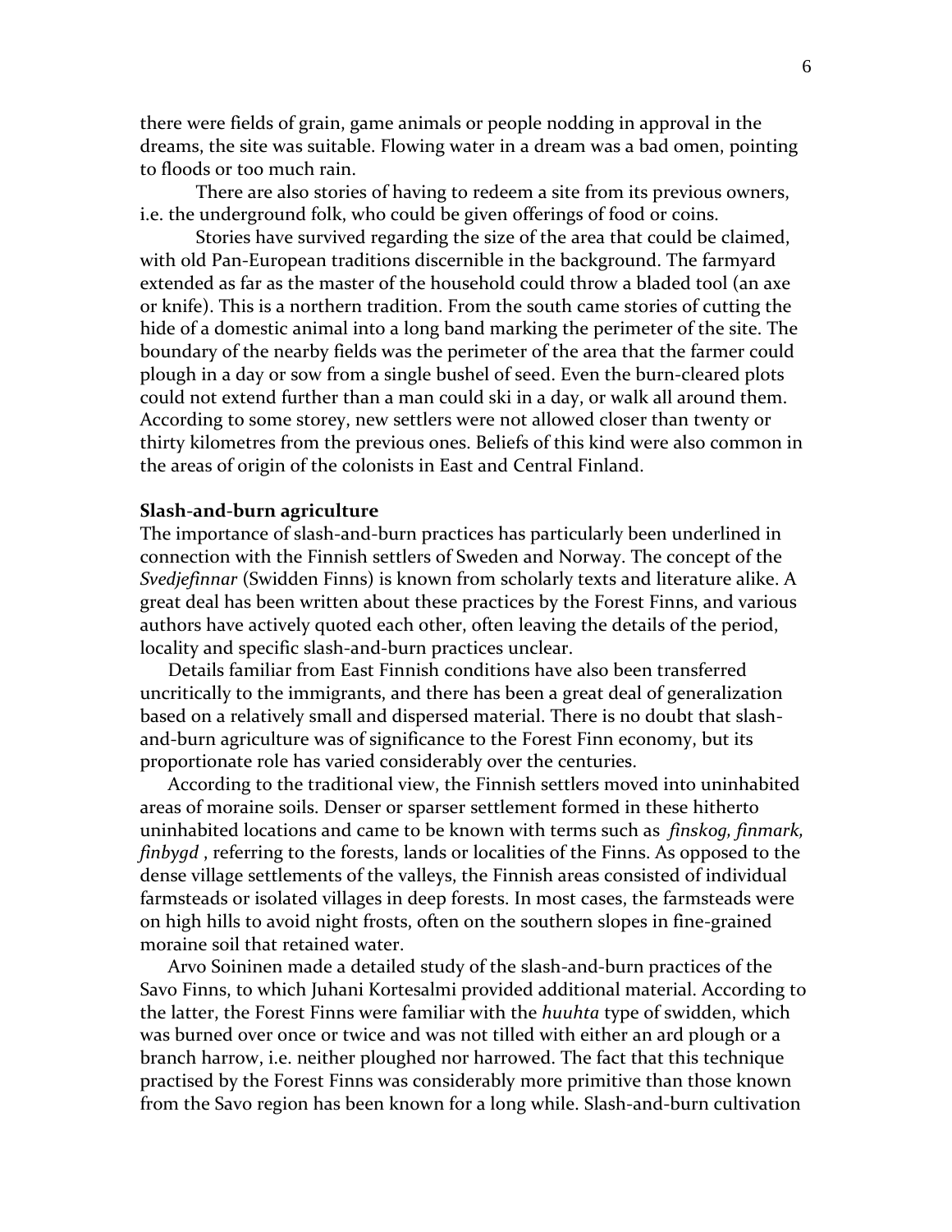there were fields of grain, game animals or people nodding in approval in the dreams, the site was suitable. Flowing water in a dream was a bad omen, pointing to floods or too much rain.

There are also stories of having to redeem a site from its previous owners, i.e. the underground folk, who could be given offerings of food or coins.

Stories have survived regarding the size of the area that could be claimed, with old Pan-European traditions discernible in the background. The farmyard extended as far as the master of the household could throw a bladed tool (an axe or knife). This is a northern tradition. From the south came stories of cutting the hide of a domestic animal into a long band marking the perimeter of the site. The boundary of the nearby fields was the perimeter of the area that the farmer could plough in a day or sow from a single bushel of seed. Even the burn-cleared plots could not extend further than a man could ski in a day, or walk all around them. According to some storey, new settlers were not allowed closer than twenty or thirty kilometres from the previous ones. Beliefs of this kind were also common in the areas of origin of the colonists in East and Central Finland.

**Slash-and-burn agriculture**

The importance of slash-and-burn practices has particularly been underlined in connection with the Finnish settlers of Sweden and Norway. The concept of the *Svedjefinnar* (Swidden Finns) is known from scholarly texts and literature alike. A great deal has been written about these practices by the Forest Finns, and various authors have actively quoted each other, often leaving the details of the period, locality and specific slash-and-burn practices unclear.

Details familiar from East Finnish conditions have also been transferred uncritically to the immigrants, and there has been a great deal of generalization based on a relatively small and dispersed material. There is no doubt that slash-and-burn agriculture was of significance to the Forest Finn economy, but its proportionate role has varied considerably over the centuries.

According to the traditional view, the Finnish settlers moved into uninhabited areas of moraine soils. Denser or sparser settlement formed in these hitherto uninhabited locations and came to be known with terms such as *finskog, finmark, finbygd* , referring to the forests, lands or localities of the Finns. As opposed to the dense village settlements of the valleys, the Finnish areas consisted of individual farmsteads or isolated villages in deep forests. In most cases, the farmsteads were on high hills to avoid night frosts, often on the southern slopes in fine-grained moraine soil that retained water.

Arvo Soininen made a detailed study of the slash-and-burn practices of the Savo Finns, to which Juhani Kortesalmi provided additional material. According to the latter, the Forest Finns were familiar with the *huuhta* type of swidden, which was burned over once or twice and was not tilled with either an ard plough or a branch harrow, i.e. neither ploughed nor harrowed. The fact that this technique practised by the Forest Finns was considerably more primitive than those known from the Savo region has been known for a long while. Slash-and-burn cultivation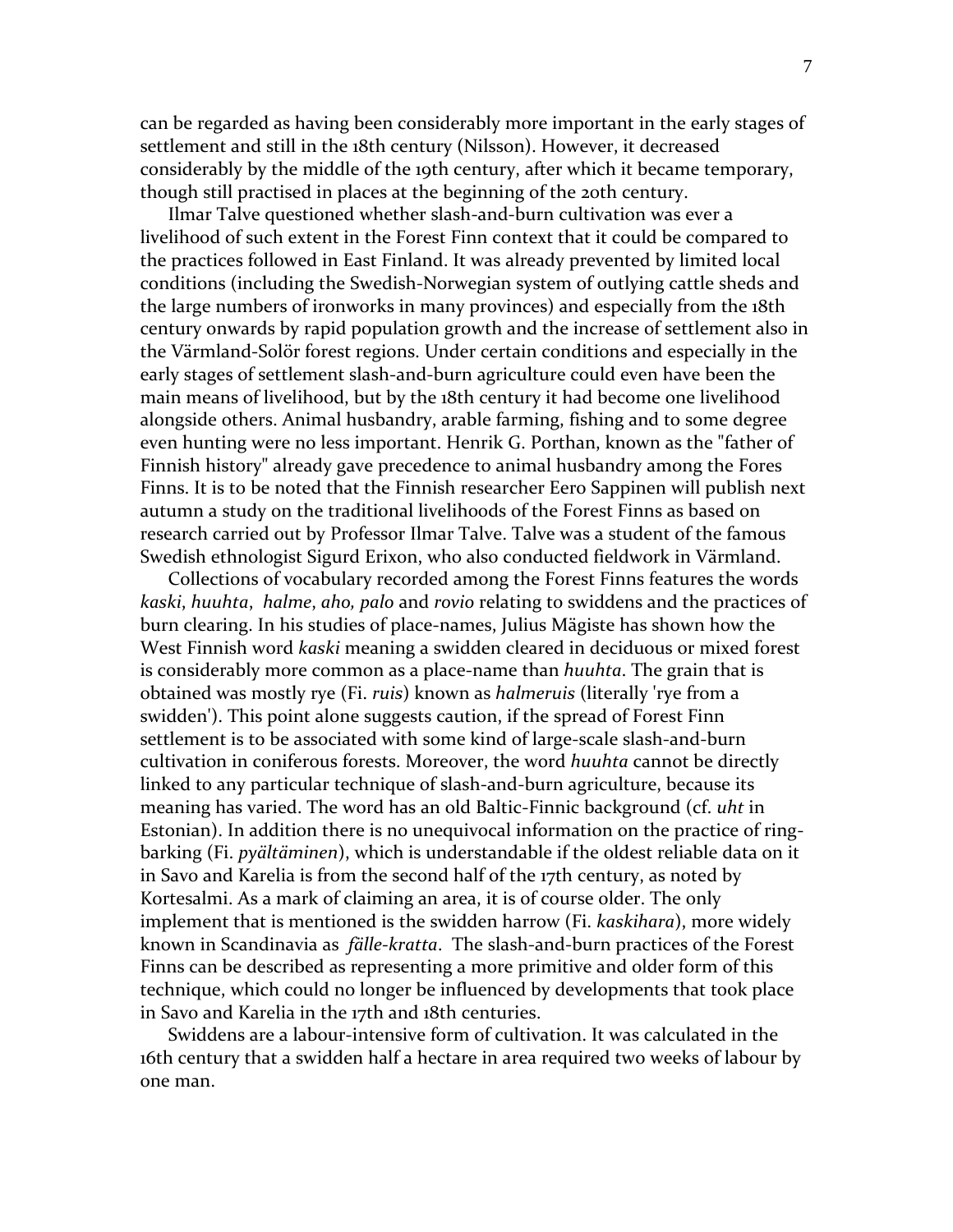can be regarded as having been considerably more important in the early stages of settlement and still in the 18th century (Nilsson). However, it decreased considerably by the middle of the 19th century, after which it became temporary, though still practised in places at the beginning of the 20th century.

Ilmar Talve questioned whether slash-and-burn cultivation was ever a livelihood of such extent in the Forest Finn context that it could be compared to the practices followed in East Finland. It was already prevented by limited local conditions (including the Swedish-Norwegian system of outlying cattle sheds and the large numbers of ironworks in many provinces) and especially from the 18th century onwards by rapid population growth and the increase of settlement also in the Värmland-Solör forest regions. Under certain conditions and especially in the early stages of settlement slash-and-burn agriculture could even have been the main means of livelihood, but by the 18th century it had become one livelihood alongside others. Animal husbandry, arable farming, fishing and to some degree even hunting were no less important. Henrik G. Porthan, known as the "father of Finnish history" already gave precedence to animal husbandry among the Fores Finns. It is to be noted that the Finnish researcher Eero Sappinen will publish next autumn a study on the traditional livelihoods of the Forest Finns as based on research carried out by Professor Ilmar Talve. Talve was a student of the famous Swedish ethnologist Sigurd Erixon, who also conducted fieldwork in Värmland.

Collections of vocabulary recorded among the Forest Finns features the words *kaski*, *huuhta*, *halme*, *aho*, *palo* and *rovio* relating to swiddens and the practices of burn clearing. In his studies of place-names, Julius Mägiste has shown how the West Finnish word *kaski* meaning a swidden cleared in deciduous or mixed forest is considerably more common as a place-name than *huuhta*. The grain that is obtained was mostly rye (Fi. *ruis*) known as *halmeruis* (literally 'rye from a swidden'). This point alone suggests caution, if the spread of Forest Finn settlement is to be associated with some kind of large-scale slash-and-burn cultivation in coniferous forests. Moreover, the word *huuhta* cannot be directly linked to any particular technique of slash-and-burn agriculture, because its meaning has varied. The word has an old Baltic-Finnic background (cf. *uht* in Estonian). In addition there is no unequivocal information on the practice of ring-barking (Fi. *pyältäminen*), which is understandable if the oldest reliable data on it in Savo and Karelia is from the second half of the 17th century, as noted by Kortesalmi. As a mark of claiming an area, it is of course older. The only implement that is mentioned is the swidden harrow (Fi. *kaskihara*), more widely known in Scandinavia as *fälle-kratta*. The slash-and-burn practices of the Forest Finns can be described as representing a more primitive and older form of this technique, which could no longer be influenced by developments that took place in Savo and Karelia in the 17th and 18th centuries.

Swiddens are a labour-intensive form of cultivation. It was calculated in the 16th century that a swidden half a hectare in area required two weeks of labour by one man.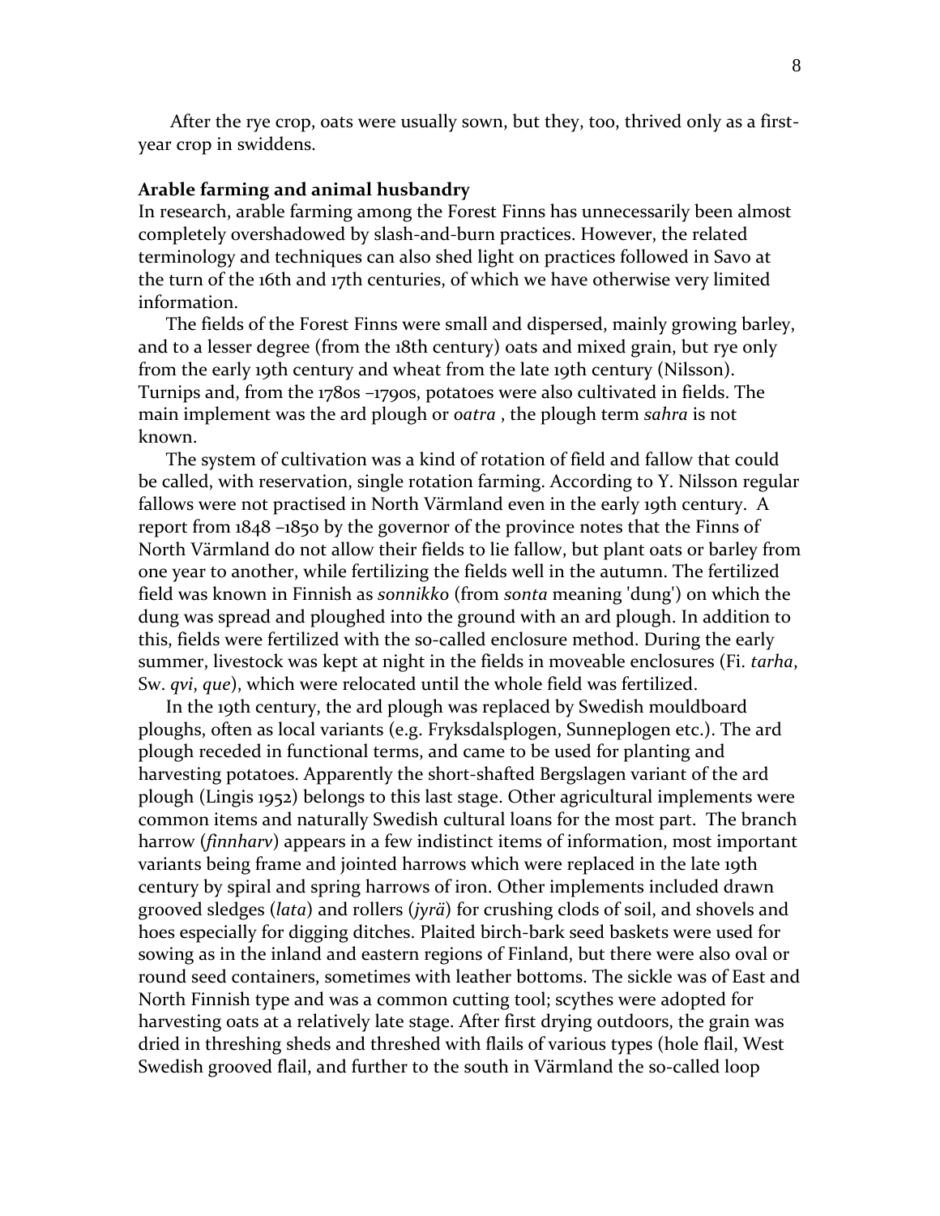After the rye crop, oats were usually sown, but they, too, thrived only as a first-year crop in swiddens.

**Arable farming and animal husbandry**

In research, arable farming among the Forest Finns has unnecessarily been almost completely overshadowed by slash-and-burn practices. However, the related terminology and techniques can also shed light on practices followed in Savo at the turn of the 16th and 17th centuries, of which we have otherwise very limited information.

The fields of the Forest Finns were small and dispersed, mainly growing barley, and to a lesser degree (from the 18th century) oats and mixed grain, but rye only from the early 19th century and wheat from the late 19th century (Nilsson). Turnips and, from the 1780s –1790s, potatoes were also cultivated in fields. The main implement was the ard plough or *oatra* , the plough term *sahra* is not known.

The system of cultivation was a kind of rotation of field and fallow that could be called, with reservation, single rotation farming. According to Y. Nilsson regular fallows were not practised in North Värmland even in the early 19th century. A report from 1848 –1850 by the governor of the province notes that the Finns of North Värmland do not allow their fields to lie fallow, but plant oats or barley from one year to another, while fertilizing the fields well in the autumn. The fertilized field was known in Finnish as *sonnikko* (from *sonta* meaning 'dung') on which the dung was spread and ploughed into the ground with an ard plough. In addition to this, fields were fertilized with the so-called enclosure method. During the early summer, livestock was kept at night in the fields in moveable enclosures (Fi. *tarha*, Sw. *qvi*, *que*), which were relocated until the whole field was fertilized.

In the 19th century, the ard plough was replaced by Swedish mouldboard ploughs, often as local variants (e.g. Fryksdalsplogen, Sunneplogen etc.). The ard plough receded in functional terms, and came to be used for planting and harvesting potatoes. Apparently the short-shafted Bergslagen variant of the ard plough (Lingis 1952) belongs to this last stage. Other agricultural implements were common items and naturally Swedish cultural loans for the most part. The branch harrow (*finnharv*) appears in a few indistinct items of information, most important variants being frame and jointed harrows which were replaced in the late 19th century by spiral and spring harrows of iron. Other implements included drawn grooved sledges (*lata*) and rollers (*jyrä*) for crushing clods of soil, and shovels and hoes especially for digging ditches. Plaited birch-bark seed baskets were used for sowing as in the inland and eastern regions of Finland, but there were also oval or round seed containers, sometimes with leather bottoms. The sickle was of East and North Finnish type and was a common cutting tool; scythes were adopted for harvesting oats at a relatively late stage. After first drying outdoors, the grain was dried in threshing sheds and threshed with flails of various types (hole flail, West Swedish grooved flail, and further to the south in Värmland the so-called loop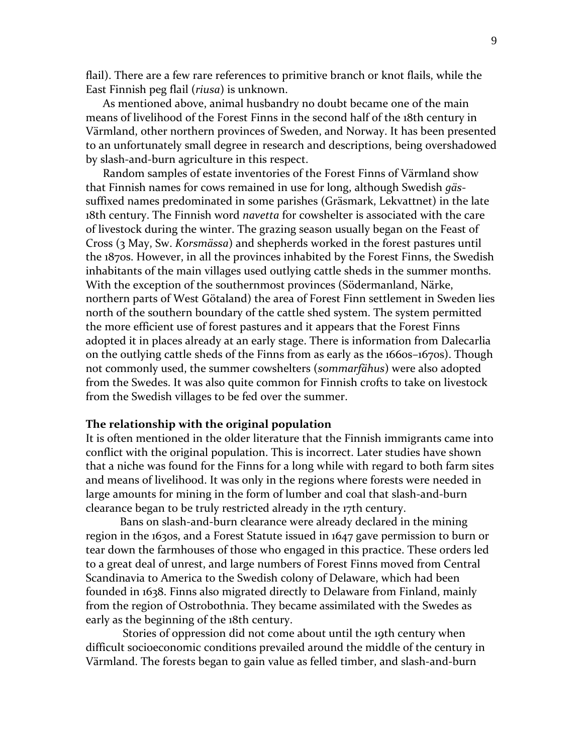flail). There are a few rare references to primitive branch or knot flails, while the East Finnish peg flail (*riusa*) is unknown.

As mentioned above, animal husbandry no doubt became one of the main means of livelihood of the Forest Finns in the second half of the 18th century in Värmland, other northern provinces of Sweden, and Norway. It has been presented to an unfortunately small degree in research and descriptions, being overshadowed by slash-and-burn agriculture in this respect.

Random samples of estate inventories of the Forest Finns of Värmland show that Finnish names for cows remained in use for long, although Swedish *gäs*-suffixed names predominated in some parishes (Gräsmark, Lekvattnet) in the late 18th century. The Finnish word *navetta* for cowshelter is associated with the care of livestock during the winter. The grazing season usually began on the Feast of Cross (3 May, Sw. *Korsmässa*) and shepherds worked in the forest pastures until the 1870s. However, in all the provinces inhabited by the Forest Finns, the Swedish inhabitants of the main villages used outlying cattle sheds in the summer months. With the exception of the southernmost provinces (Södermanland, Närke, northern parts of West Götaland) the area of Forest Finn settlement in Sweden lies north of the southern boundary of the cattle shed system. The system permitted the more efficient use of forest pastures and it appears that the Forest Finns adopted it in places already at an early stage. There is information from Dalecarlia on the outlying cattle sheds of the Finns from as early as the 1660s–1670s). Though not commonly used, the summer cowshelters (*sommarfähus*) were also adopted from the Swedes. It was also quite common for Finnish crofts to take on livestock from the Swedish villages to be fed over the summer.

### The relationship with the original population

It is often mentioned in the older literature that the Finnish immigrants came into conflict with the original population. This is incorrect. Later studies have shown that a niche was found for the Finns for a long while with regard to both farm sites and means of livelihood. It was only in the regions where forests were needed in large amounts for mining in the form of lumber and coal that slash-and-burn clearance began to be truly restricted already in the 17th century.

Bans on slash-and-burn clearance were already declared in the mining region in the 1630s, and a Forest Statute issued in 1647 gave permission to burn or tear down the farmhouses of those who engaged in this practice. These orders led to a great deal of unrest, and large numbers of Forest Finns moved from Central Scandinavia to America to the Swedish colony of Delaware, which had been founded in 1638. Finns also migrated directly to Delaware from Finland, mainly from the region of Ostrobothnia. They became assimilated with the Swedes as early as the beginning of the 18th century.

Stories of oppression did not come about until the 19th century when difficult socioeconomic conditions prevailed around the middle of the century in Värmland. The forests began to gain value as felled timber, and slash-and-burn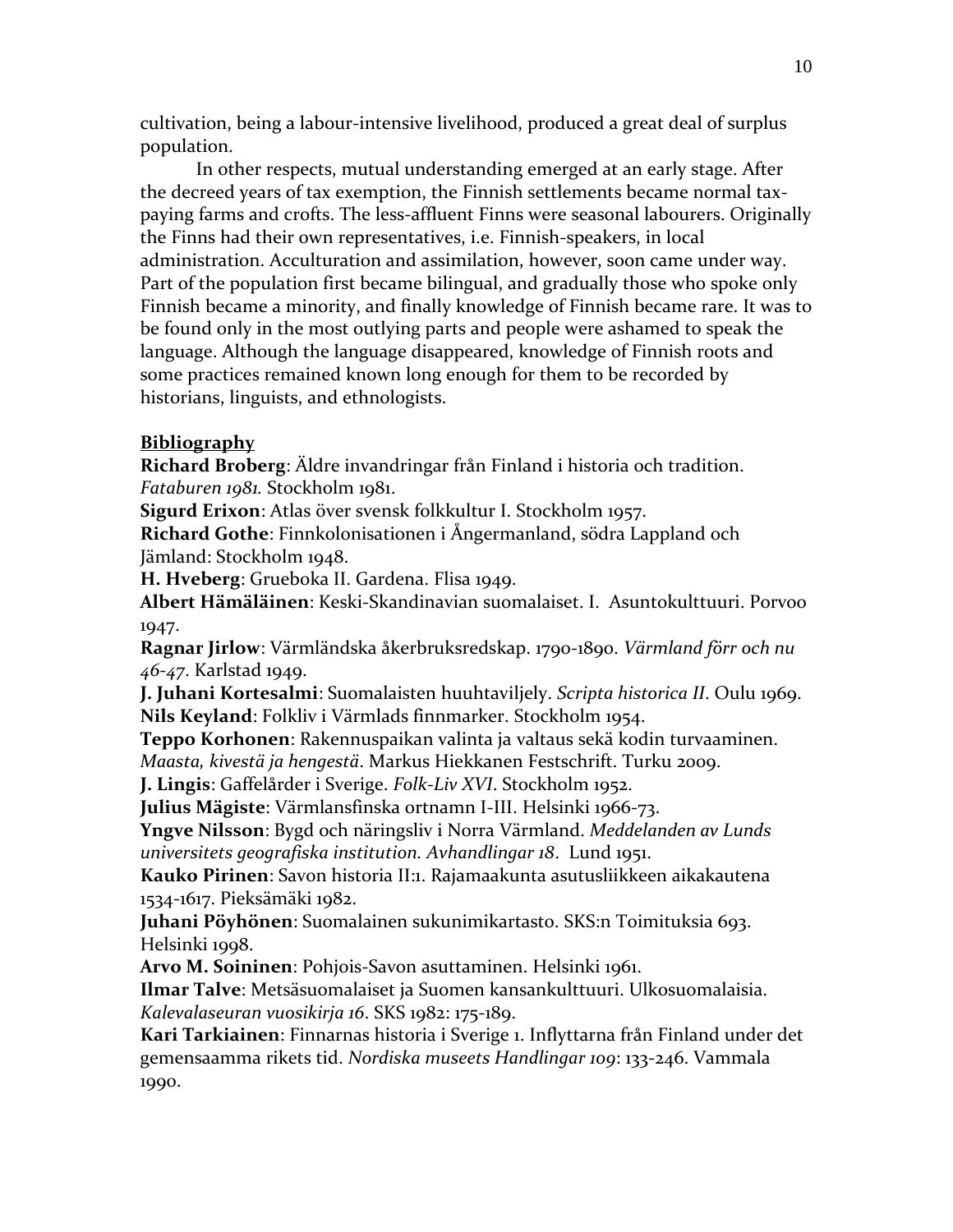cultivation, being a labour-intensive livelihood, produced a great deal of surplus population.

In other respects, mutual understanding emerged at an early stage. After the decreed years of tax exemption, the Finnish settlements became normal tax-paying farms and crofts. The less-affluent Finns were seasonal labourers. Originally the Finns had their own representatives, i.e. Finnish-speakers, in local administration. Acculturation and assimilation, however, soon came under way. Part of the population first became bilingual, and gradually those who spoke only Finnish became a minority, and finally knowledge of Finnish became rare. It was to be found only in the most outlying parts and people were ashamed to speak the language. Although the language disappeared, knowledge of Finnish roots and some practices remained known long enough for them to be recorded by historians, linguists, and ethnologists.

## Bibliography

**Richard Broberg**: Äldre invandringar från Finland i historia och tradition. *Fataburen 1981.* Stockholm 1981.

**Sigurd Erixon**: Atlas över svensk folkkultur I. Stockholm 1957.

**Richard Gothe**: Finnkolonisationen i Ångermanland, södra Lappland och Jämland: Stockholm 1948.

**H. Hveberg**: Grueboka II. Gardena. Flisa 1949.

**Albert Hämäläinen**: Keski-Skandinavian suomalaiset. I. Asuntokulttuuri. Porvoo 1947.

**Ragnar Jirlow**: Värmländska åkerbruksredskap. 1790-1890. *Värmland förr och nu 46-47*. Karlstad 1949.

**J. Juhani Kortesalmi**: Suomalaisten huuhtaviljely. *Scripta historica II*. Oulu 1969.

**Nils Keyland**: Folkliv i Värmlads finnmarker. Stockholm 1954.

**Teppo Korhonen**: Rakennuspaikan valinta ja valtaus sekä kodin turvaaminen. *Maasta, kivestä ja hengestä*. Markus Hiekkanen Festschrift. Turku 2009.

**J. Lingis**: Gaffelårder i Sverige. *Folk-Liv XVI*. Stockholm 1952.

**Julius Mägiste**: Värmlansfinska ortnamn I-III. Helsinki 1966-73.

**Yngve Nilsson**: Bygd och näringsliv i Norra Värmland. *Meddelanden av Lunds universitets geografiska institution. Avhandlingar 18*. Lund 1951.

**Kauko Pirinen**: Savon historia II:1. Rajamaakunta asutusliikkeen aikakautena 1534-1617. Pieksämäki 1982.

**Juhani Pöyhönen**: Suomalainen sukunimikartasto. SKS:n Toimituksia 693. Helsinki 1998.

**Arvo M. Soininen**: Pohjois-Savon asuttaminen. Helsinki 1961.

**Ilmar Talve**: Metsäsuomalaiset ja Suomen kansankulttuuri. Ulkosuomalaisia. *Kalevalaseuran vuosikirja 16*. SKS 1982: 175-189.

**Kari Tarkiainen**: Finnarnas historia i Sverige 1. Inflyttarna från Finland under det gemensaamma rikets tid. *Nordiska museets Handlingar 109*: 133-246. Vammala 1990.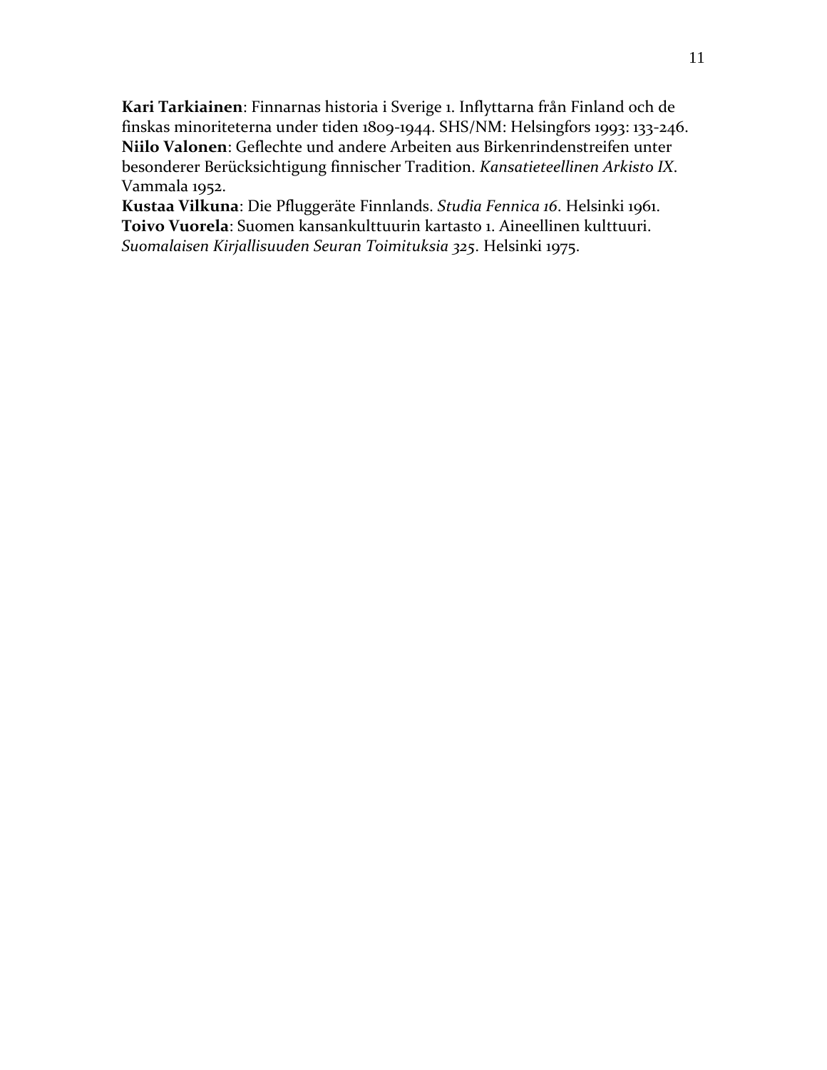**Kari Tarkiainen**: Finnarnas historia i Sverige 1. Inflyttarna från Finland och de finskas minoriteterna under tiden 1809-1944. SHS/NM: Helsingfors 1993: 133-246.
**Niilo Valonen**: Geflechte und andere Arbeiten aus Birkenrindenstreifen unter besonderer Berücksichtigung finnischer Tradition. *Kansatieteellinen Arkisto IX*. Vammala 1952.
**Kustaa Vilkuna**: Die Pfluggeräte Finnlands. *Studia Fennica 16*. Helsinki 1961.
**Toivo Vuorela**: Suomen kansankulttuurin kartasto 1. Aineellinen kulttuuri. *Suomalaisen Kirjallisuuden Seuran Toimituksia 325*. Helsinki 1975.